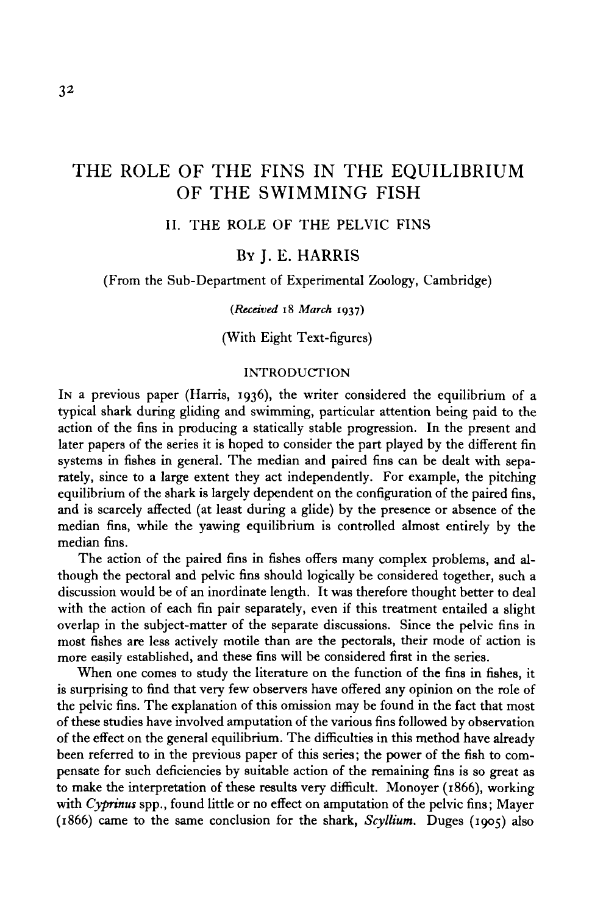# THE ROLE OF THE FINS IN THE EQUILIBRIUM OF THE SWIMMING FISH

## II. THE ROLE OF THE PELVIC FINS

By J. E. HARRIS

(From the Sub-Department of Experimental Zoology, Cambridge)

*(Received 18 March 1937)*

(With Eight Text-figures)

### INTRODUCTION

In a previous paper (Harris, 1936), the writer considered the equilibrium of a typical shark during gliding and swimming, particular attention being paid to the action of the fins in producing a statically stable progression. In the present and later papers of the series it is hoped to consider the part played by the different fin systems in fishes in general. The median and paired fins can be dealt with separately, since to a large extent they act independently. For example, the pitching equilibrium of the shark is largely dependent on the configuration of the paired fins, and is scarcely affected (at least during a glide) by the presence or absence of the median fins, while the yawing equilibrium is controlled almost entirely by the median fins.

The action of the paired fins in fishes offers many complex problems, and although the pectoral and pelvic fins should logically be considered together, such a discussion would be of an inordinate length. It was therefore thought better to deal with the action of each fin pair separately, even if this treatment entailed a slight overlap in the subject-matter of the separate discussions. Since the pelvic fins in most fishes are less actively motile than are the pectorals, their mode of action is more easily established, and these fins will be considered first in the series.

When one comes to study the literature on the function of the fins in fishes, it is surprising to find that very few observers have offered any opinion on the role of the pelvic fins. The explanation of this omission may be found in the fact that most of these studies have involved amputation of the various fins followed by observation of the effect on the general equilibrium. The difficulties in this method have already been referred to in the previous paper of this series; the power of the fish to compensate for such deficiencies by suitable action of the remaining fins is so great as to make the interpretation of these results very difficult. Monoyer (1866), working with *Cyprinus* spp., found little or no effect on amputation of the pelvic fins; Mayer (1866) came to the same conclusion for the shark, *Scyllium*. Duges (1905) also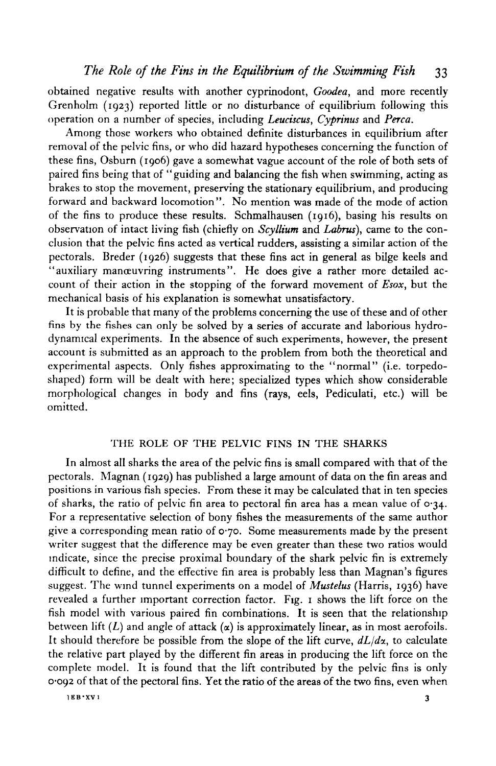obtained negative results with another cyprinodont, *Goodea*, and more recently Grenholm (1923) reported little or no disturbance of equilibrium following this operation on a number of species, including *Leuciscus*, *Cyprinus* and *Perca*.

Among those workers who obtained definite disturbances in equilibrium after removal of the pelvic fins, or who did hazard hypotheses concerning the function of these fins, Osburn (1906) gave a somewhat vague account of the role of both sets of paired fins being that of "guiding and balancing the fish when swimming, acting as brakes to stop the movement, preserving the stationary equilibrium, and producing forward and backward locomotion". No mention was made of the mode of action of the fins to produce these results. Schmalhausen (1916), basing his results on observation of intact living fish (chiefly on *Scyllium* and *Labrus*), came to the conclusion that the pelvic fins acted as vertical rudders, assisting a similar action of the pectorals. Breder (1926) suggests that these fins act in general as bilge keels and "auxiliary manœuvring instruments". He does give a rather more detailed account of their action in the stopping of the forward movement of *Esox*, but the mechanical basis of his explanation is somewhat unsatisfactory.

It is probable that many of the problems concerning the use of these and of other fins by the fishes can only be solved by a series of accurate and laborious hydrodynamical experiments. In the absence of such experiments, however, the present account is submitted as an approach to the problem from both the theoretical and experimental aspects. Only fishes approximating to the "normal" (i.e. torpedo-shaped) form will be dealt with here; specialized types which show considerable morphological changes in body and fins (rays, eels, Pediculati, etc.) will be omitted.

## THE ROLE OF THE PELVIC FINS IN THE SHARKS

In almost all sharks the area of the pelvic fins is small compared with that of the pectorals. Magnan (1929) has published a large amount of data on the fin areas and positions in various fish species. From these it may be calculated that in ten species of sharks, the ratio of pelvic fin area to pectoral fin area has a mean value of 0·34. For a representative selection of bony fishes the measurements of the same author give a corresponding mean ratio of 0·70. Some measurements made by the present writer suggest that the difference may be even greater than these two ratios would indicate, since the precise proximal boundary of the shark pelvic fin is extremely difficult to define, and the effective fin area is probably less than Magnan's figures suggest. The wind tunnel experiments on a model of *Mustelus* (Harris, 1936) have revealed a further important correction factor. Fig. 1 shows the lift force on the fish model with various paired fin combinations. It is seen that the relationship between lift ($L$) and angle of attack ($\alpha$) is approximately linear, as in most aerofoils. It should therefore be possible from the slope of the lift curve, $dL/d\alpha$, to calculate the relative part played by the different fin areas in producing the lift force on the complete model. It is found that the lift contributed by the pelvic fins is only 0·092 of that of the pectoral fins. Yet the ratio of the areas of the two fins, even when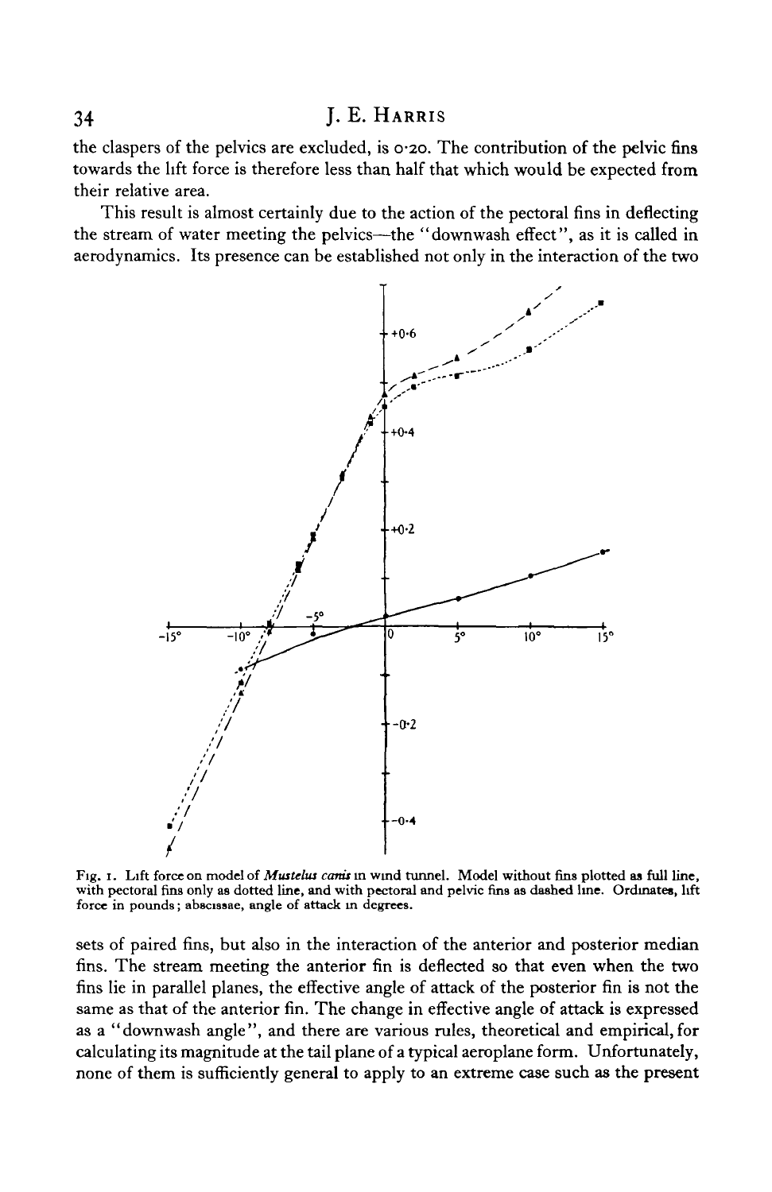the claspers of the pelvics are excluded, is 0·20. The contribution of the pelvic fins towards the lift force is therefore less than half that which would be expected from their relative area.

This result is almost certainly due to the action of the pectoral fins in deflecting the stream of water meeting the pelvics—the "downwash effect", as it is called in aerodynamics. Its presence can be established not only in the interaction of the two

Fig. 1. Lift force on model of *Mustelus canis* in wind tunnel. Model without fins plotted as full line, with pectoral fins only as dotted line, and with pectoral and pelvic fins as dashed line. Ordinates, lift force in pounds; abscissae, angle of attack in degrees.

sets of paired fins, but also in the interaction of the anterior and posterior median fins. The stream meeting the anterior fin is deflected so that even when the two fins lie in parallel planes, the effective angle of attack of the posterior fin is not the same as that of the anterior fin. The change in effective angle of attack is expressed as a "downwash angle", and there are various rules, theoretical and empirical, for calculating its magnitude at the tail plane of a typical aeroplane form. Unfortunately, none of them is sufficiently general to apply to an extreme case such as the present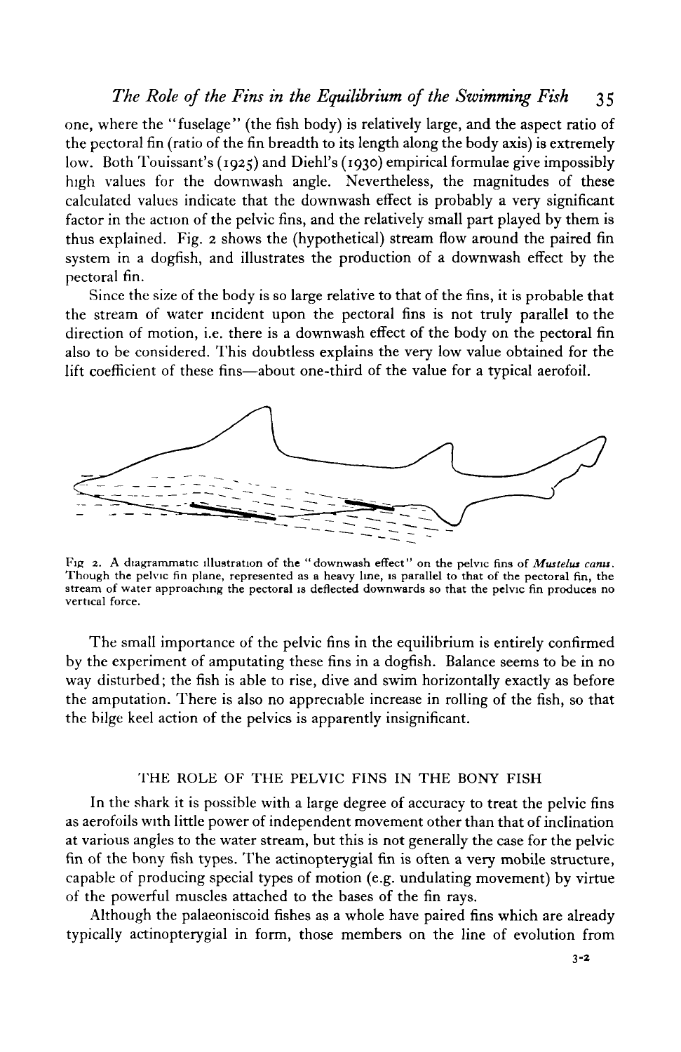one, where the "fuselage" (the fish body) is relatively large, and the aspect ratio of the pectoral fin (ratio of the fin breadth to its length along the body axis) is extremely low. Both Touissant's (1925) and Diehl's (1930) empirical formulae give impossibly high values for the downwash angle. Nevertheless, the magnitudes of these calculated values indicate that the downwash effect is probably a very significant factor in the action of the pelvic fins, and the relatively small part played by them is thus explained. Fig. 2 shows the (hypothetical) stream flow around the paired fin system in a dogfish, and illustrates the production of a downwash effect by the pectoral fin.

Since the size of the body is so large relative to that of the fins, it is probable that the stream of water incident upon the pectoral fins is not truly parallel to the direction of motion, i.e. there is a downwash effect of the body on the pectoral fin also to be considered. This doubtless explains the very low value obtained for the lift coefficient of these fins—about one-third of the value for a typical aerofoil.

Fig. 2. A diagrammatic illustration of the "downwash effect" on the pelvic fins of *Mustelus canis*. Though the pelvic fin plane, represented as a heavy line, is parallel to that of the pectoral fin, the stream of water approaching the pectoral is deflected downwards so that the pelvic fin produces no vertical force.

The small importance of the pelvic fins in the equilibrium is entirely confirmed by the experiment of amputating these fins in a dogfish. Balance seems to be in no way disturbed; the fish is able to rise, dive and swim horizontally exactly as before the amputation. There is also no appreciable increase in rolling of the fish, so that the bilge keel action of the pelvics is apparently insignificant.

## THE ROLE OF THE PELVIC FINS IN THE BONY FISH

In the shark it is possible with a large degree of accuracy to treat the pelvic fins as aerofoils with little power of independent movement other than that of inclination at various angles to the water stream, but this is not generally the case for the pelvic fin of the bony fish types. The actinopterygial fin is often a very mobile structure, capable of producing special types of motion (e.g. undulating movement) by virtue of the powerful muscles attached to the bases of the fin rays.

Although the palaeoniscoid fishes as a whole have paired fins which are already typically actinopterygial in form, those members on the line of evolution from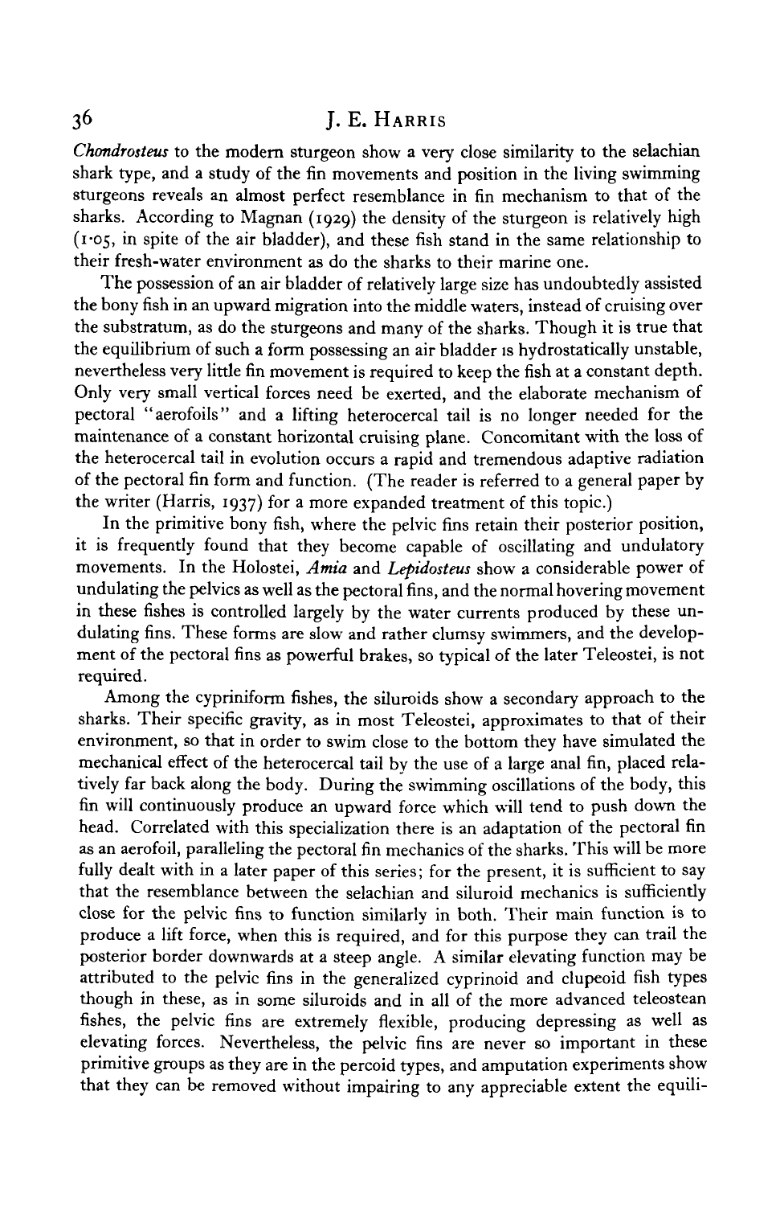*Chondrosteus* to the modern sturgeon show a very close similarity to the selachian shark type, and a study of the fin movements and position in the living swimming sturgeons reveals an almost perfect resemblance in fin mechanism to that of the sharks. According to Magnan (1929) the density of the sturgeon is relatively high (1·05, in spite of the air bladder), and these fish stand in the same relationship to their fresh-water environment as do the sharks to their marine one.

The possession of an air bladder of relatively large size has undoubtedly assisted the bony fish in an upward migration into the middle waters, instead of cruising over the substratum, as do the sturgeons and many of the sharks. Though it is true that the equilibrium of such a form possessing an air bladder is hydrostatically unstable, nevertheless very little fin movement is required to keep the fish at a constant depth. Only very small vertical forces need be exerted, and the elaborate mechanism of pectoral "aerofoils" and a lifting heterocercal tail is no longer needed for the maintenance of a constant horizontal cruising plane. Concomitant with the loss of the heterocercal tail in evolution occurs a rapid and tremendous adaptive radiation of the pectoral fin form and function. (The reader is referred to a general paper by the writer (Harris, 1937) for a more expanded treatment of this topic.)

In the primitive bony fish, where the pelvic fins retain their posterior position, it is frequently found that they become capable of oscillating and undulatory movements. In the Holostei, *Amia* and *Lepidosteus* show a considerable power of undulating the pelvics as well as the pectoral fins, and the normal hovering movement in these fishes is controlled largely by the water currents produced by these undulating fins. These forms are slow and rather clumsy swimmers, and the development of the pectoral fins as powerful brakes, so typical of the later Teleostei, is not required.

Among the cypriniform fishes, the siluroids show a secondary approach to the sharks. Their specific gravity, as in most Teleostei, approximates to that of their environment, so that in order to swim close to the bottom they have simulated the mechanical effect of the heterocercal tail by the use of a large anal fin, placed relatively far back along the body. During the swimming oscillations of the body, this fin will continuously produce an upward force which will tend to push down the head. Correlated with this specialization there is an adaptation of the pectoral fin as an aerofoil, paralleling the pectoral fin mechanics of the sharks. This will be more fully dealt with in a later paper of this series; for the present, it is sufficient to say that the resemblance between the selachian and siluroid mechanics is sufficiently close for the pelvic fins to function similarly in both. Their main function is to produce a lift force, when this is required, and for this purpose they can trail the posterior border downwards at a steep angle. A similar elevating function may be attributed to the pelvic fins in the generalized cyprinoid and clupeoid fish types though in these, as in some siluroids and in all of the more advanced teleostean fishes, the pelvic fins are extremely flexible, producing depressing as well as elevating forces. Nevertheless, the pelvic fins are never so important in these primitive groups as they are in the percoid types, and amputation experiments show that they can be removed without impairing to any appreciable extent the equili-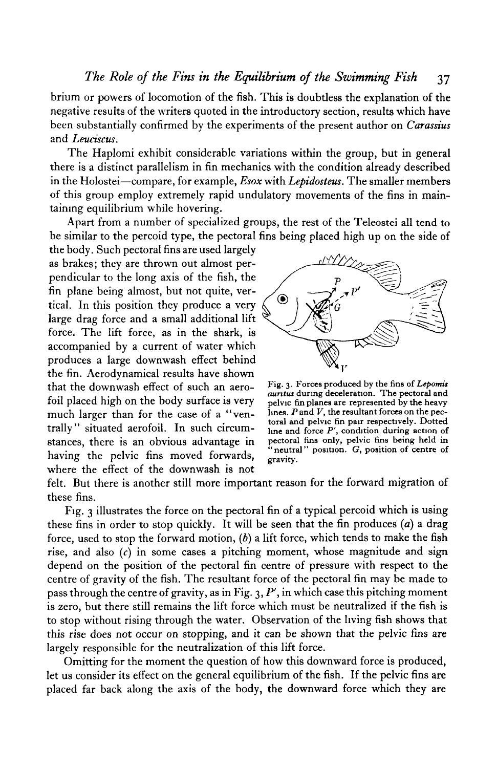brium or powers of locomotion of the fish. This is doubtless the explanation of the negative results of the writers quoted in the introductory section, results which have been substantially confirmed by the experiments of the present author on *Carassius* and *Leuciscus*.

The Haplomi exhibit considerable variations within the group, but in general there is a distinct parallelism in fin mechanics with the condition already described in the Holostei—compare, for example, *Esox* with *Lepidosteus*. The smaller members of this group employ extremely rapid undulatory movements of the fins in maintaining equilibrium while hovering.

Apart from a number of specialized groups, the rest of the Teleostei all tend to be similar to the percoid type, the pectoral fins being placed high up on the side of the body. Such pectoral fins are used largely as brakes; they are thrown out almost perpendicular to the long axis of the fish, the fin plane being almost, but not quite, vertical. In this position they produce a very large drag force and a small additional lift force. The lift force, as in the shark, is accompanied by a current of water which produces a large downwash effect behind the fin. Aerodynamical results have shown that the downwash effect of such an aerofoil placed high on the body surface is very much larger than for the case of a "ventrally" situated aerofoil. In such circumstances, there is an obvious advantage in having the pelvic fins moved forwards, where the effect of the downwash is not felt. But there is another still more important reason for the forward migration of these fins.

Fig. 3. Forces produced by the fins of *Lepomis auritus* during deceleration. The pectoral and pelvic fin planes are represented by the heavy lines. $P$ and $V$, the resultant forces on the pectoral and pelvic fin pair respectively. Dotted line and force $P'$, condition during action of pectoral fins only, pelvic fins being held in "neutral" position. $G$, position of centre of gravity.

Fig. 3 illustrates the force on the pectoral fin of a typical percoid which is using these fins in order to stop quickly. It will be seen that the fin produces (*a*) a drag force, used to stop the forward motion, (*b*) a lift force, which tends to make the fish rise, and also (*c*) in some cases a pitching moment, whose magnitude and sign depend on the position of the pectoral fin centre of pressure with respect to the centre of gravity of the fish. The resultant force of the pectoral fin may be made to pass through the centre of gravity, as in Fig. 3, $P'$, in which case this pitching moment is zero, but there still remains the lift force which must be neutralized if the fish is to stop without rising through the water. Observation of the living fish shows that this rise does not occur on stopping, and it can be shown that the pelvic fins are largely responsible for the neutralization of this lift force.

Omitting for the moment the question of how this downward force is produced, let us consider its effect on the general equilibrium of the fish. If the pelvic fins are placed far back along the axis of the body, the downward force which they are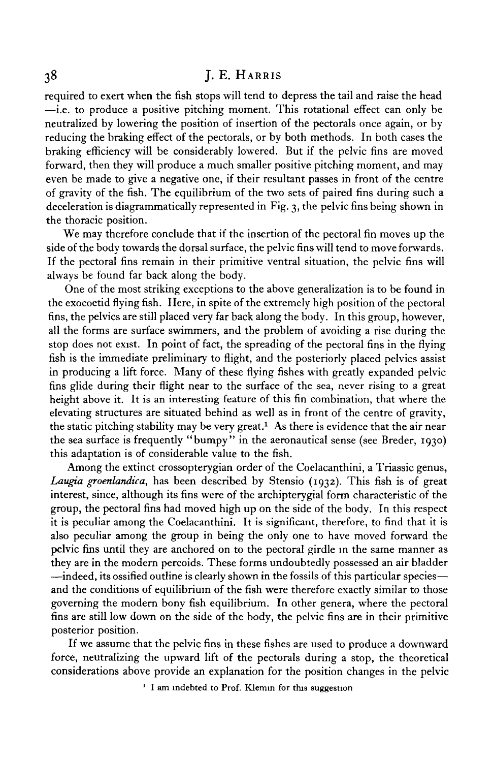required to exert when the fish stops will tend to depress the tail and raise the head —i.e. to produce a positive pitching moment. This rotational effect can only be neutralized by lowering the position of insertion of the pectorals once again, or by reducing the braking effect of the pectorals, or by both methods. In both cases the braking efficiency will be considerably lowered. But if the pelvic fins are moved forward, then they will produce a much smaller positive pitching moment, and may even be made to give a negative one, if their resultant passes in front of the centre of gravity of the fish. The equilibrium of the two sets of paired fins during such a deceleration is diagrammatically represented in Fig. 3, the pelvic fins being shown in the thoracic position.

We may therefore conclude that if the insertion of the pectoral fin moves up the side of the body towards the dorsal surface, the pelvic fins will tend to move forwards. If the pectoral fins remain in their primitive ventral situation, the pelvic fins will always be found far back along the body.

One of the most striking exceptions to the above generalization is to be found in the exocoetid flying fish. Here, in spite of the extremely high position of the pectoral fins, the pelvics are still placed very far back along the body. In this group, however, all the forms are surface swimmers, and the problem of avoiding a rise during the stop does not exist. In point of fact, the spreading of the pectoral fins in the flying fish is the immediate preliminary to flight, and the posteriorly placed pelvics assist in producing a lift force. Many of these flying fishes with greatly expanded pelvic fins glide during their flight near to the surface of the sea, never rising to a great height above it. It is an interesting feature of this fin combination, that where the elevating structures are situated behind as well as in front of the centre of gravity, the static pitching stability may be very great.[1] As there is evidence that the air near the sea surface is frequently "bumpy" in the aeronautical sense (see Breder, 1930) this adaptation is of considerable value to the fish.

Among the extinct crossopterygian order of the Coelacanthini, a Triassic genus, *Laugia groenlandica*, has been described by Stensio (1932). This fish is of great interest, since, although its fins were of the archipterygial form characteristic of the group, the pectoral fins had moved high up on the side of the body. In this respect it is peculiar among the Coelacanthini. It is significant, therefore, to find that it is also peculiar among the group in being the only one to have moved forward the pelvic fins until they are anchored on to the pectoral girdle in the same manner as they are in the modern percoids. These forms undoubtedly possessed an air bladder —indeed, its ossified outline is clearly shown in the fossils of this particular species— and the conditions of equilibrium of the fish were therefore exactly similar to those governing the modern bony fish equilibrium. In other genera, where the pectoral fins are still low down on the side of the body, the pelvic fins are in their primitive posterior position.

If we assume that the pelvic fins in these fishes are used to produce a downward force, neutralizing the upward lift of the pectorals during a stop, the theoretical considerations above provide an explanation for the position changes in the pelvic

[1] I am indebted to Prof. Klemin for this suggestion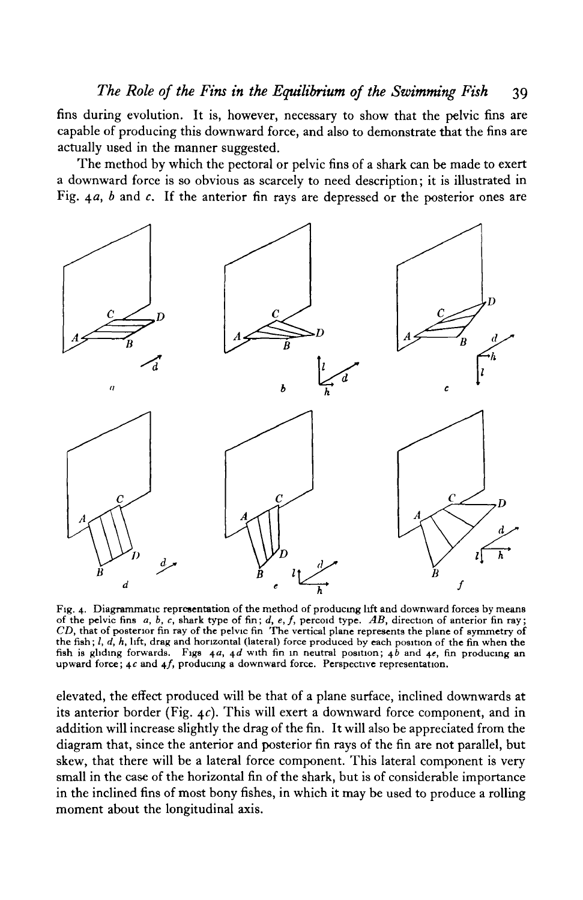fins during evolution. It is, however, necessary to show that the pelvic fins are capable of producing this downward force, and also to demonstrate that the fins are actually used in the manner suggested.

The method by which the pectoral or pelvic fins of a shark can be made to exert a downward force is so obvious as scarcely to need description; it is illustrated in Fig. 4*a*, *b* and *c*. If the anterior fin rays are depressed or the posterior ones are

Fig. 4. Diagrammatic representation of the method of producing lift and downward forces by means of the pelvic fins *a*, *b*, *c*, shark type of fin; *d*, *e*, *f*, percoid type. *AB*, direction of anterior fin ray; *CD*, that of posterior fin ray of the pelvic fin The vertical plane represents the plane of symmetry of the fish; *l*, *d*, *h*, lift, drag and horizontal (lateral) force produced by each position of the fin when the fish is gliding forwards. Figs 4*a*, 4*d* with fin in neutral position; 4*b* and 4*e*, fin producing an upward force; 4*c* and 4*f*, producing a downward force. Perspective representation.

elevated, the effect produced will be that of a plane surface, inclined downwards at its anterior border (Fig. 4*c*). This will exert a downward force component, and in addition will increase slightly the drag of the fin. It will also be appreciated from the diagram that, since the anterior and posterior fin rays of the fin are not parallel, but skew, that there will be a lateral force component. This lateral component is very small in the case of the horizontal fin of the shark, but is of considerable importance in the inclined fins of most bony fishes, in which it may be used to produce a rolling moment about the longitudinal axis.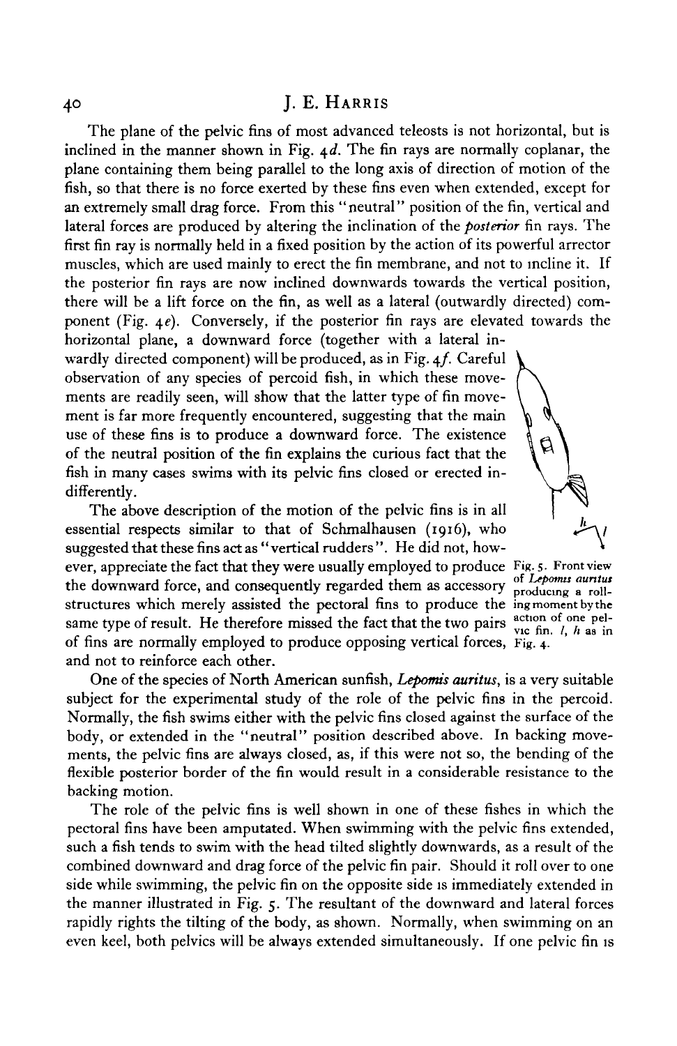The plane of the pelvic fins of most advanced teleosts is not horizontal, but is inclined in the manner shown in Fig. 4*d*. The fin rays are normally coplanar, the plane containing them being parallel to the long axis of direction of motion of the fish, so that there is no force exerted by these fins even when extended, except for an extremely small drag force. From this "neutral" position of the fin, vertical and lateral forces are produced by altering the inclination of the *posterior* fin rays. The first fin ray is normally held in a fixed position by the action of its powerful arrector muscles, which are used mainly to erect the fin membrane, and not to incline it. If the posterior fin rays are now inclined downwards towards the vertical position, there will be a lift force on the fin, as well as a lateral (outwardly directed) component (Fig. 4*e*). Conversely, if the posterior fin rays are elevated towards the horizontal plane, a downward force (together with a lateral inwardly directed component) will be produced, as in Fig. 4*f*. Careful observation of any species of percoid fish, in which these movements are readily seen, will show that the latter type of fin movement is far more frequently encountered, suggesting that the main use of these fins is to produce a downward force. The existence of the neutral position of the fin explains the curious fact that the fish in many cases swims with its pelvic fins closed or erected indifferently.

The above description of the motion of the pelvic fins is in all essential respects similar to that of Schmalhausen (1916), who suggested that these fins act as "vertical rudders". He did not, however, appreciate the fact that they were usually employed to produce the downward force, and consequently regarded them as accessory structures which merely assisted the pectoral fins to produce the same type of result. He therefore missed the fact that the two pairs of fins are normally employed to produce opposing vertical forces, and not to reinforce each other.

Fig. 5. Front view of *Lepomis auritus* producing a rolling moment by the action of one pelvic fin. *l*, *h* as in Fig. 4.

One of the species of North American sunfish, *Lepomis auritus*, is a very suitable subject for the experimental study of the role of the pelvic fins in the percoid. Normally, the fish swims either with the pelvic fins closed against the surface of the body, or extended in the "neutral" position described above. In backing movements, the pelvic fins are always closed, as, if this were not so, the bending of the flexible posterior border of the fin would result in a considerable resistance to the backing motion.

The role of the pelvic fins is well shown in one of these fishes in which the pectoral fins have been amputated. When swimming with the pelvic fins extended, such a fish tends to swim with the head tilted slightly downwards, as a result of the combined downward and drag force of the pelvic fin pair. Should it roll over to one side while swimming, the pelvic fin on the opposite side is immediately extended in the manner illustrated in Fig. 5. The resultant of the downward and lateral forces rapidly rights the tilting of the body, as shown. Normally, when swimming on an even keel, both pelvics will be always extended simultaneously. If one pelvic fin is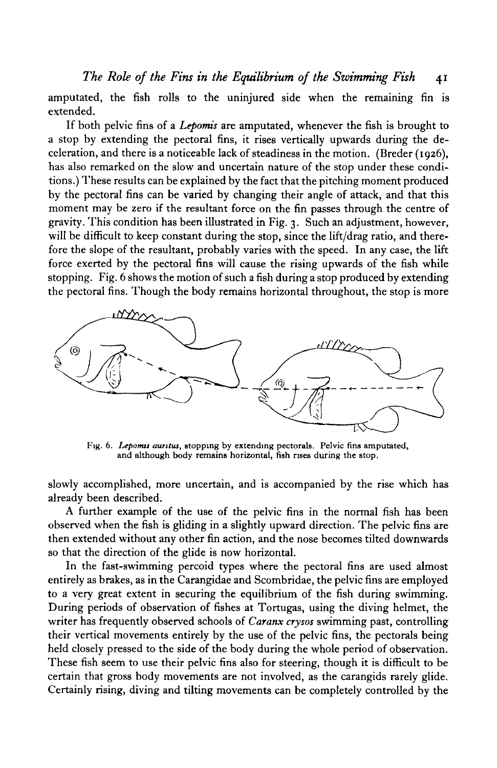amputated, the fish rolls to the uninjured side when the remaining fin is extended.

If both pelvic fins of a *Lepomis* are amputated, whenever the fish is brought to a stop by extending the pectoral fins, it rises vertically upwards during the deceleration, and there is a noticeable lack of steadiness in the motion. (Breder (1926), has also remarked on the slow and uncertain nature of the stop under these conditions.) These results can be explained by the fact that the pitching moment produced by the pectoral fins can be varied by changing their angle of attack, and that this moment may be zero if the resultant force on the fin passes through the centre of gravity. This condition has been illustrated in Fig. 3. Such an adjustment, however, will be difficult to keep constant during the stop, since the lift/drag ratio, and therefore the slope of the resultant, probably varies with the speed. In any case, the lift force exerted by the pectoral fins will cause the rising upwards of the fish while stopping. Fig. 6 shows the motion of such a fish during a stop produced by extending the pectoral fins. Though the body remains horizontal throughout, the stop is more slowly accomplished, more uncertain, and is accompanied by the rise which has already been described.

Fig. 6. *Lepomis auritus*, stopping by extending pectorals. Pelvic fins amputated, and although body remains horizontal, fish rises during the stop.

A further example of the use of the pelvic fins in the normal fish has been observed when the fish is gliding in a slightly upward direction. The pelvic fins are then extended without any other fin action, and the nose becomes tilted downwards so that the direction of the glide is now horizontal.

In the fast-swimming percoid types where the pectoral fins are used almost entirely as brakes, as in the Carangidae and Scombridae, the pelvic fins are employed to a very great extent in securing the equilibrium of the fish during swimming. During periods of observation of fishes at Tortugas, using the diving helmet, the writer has frequently observed schools of *Caranx crysos* swimming past, controlling their vertical movements entirely by the use of the pelvic fins, the pectorals being held closely pressed to the side of the body during the whole period of observation. These fish seem to use their pelvic fins also for steering, though it is difficult to be certain that gross body movements are not involved, as the carangids rarely glide. Certainly rising, diving and tilting movements can be completely controlled by the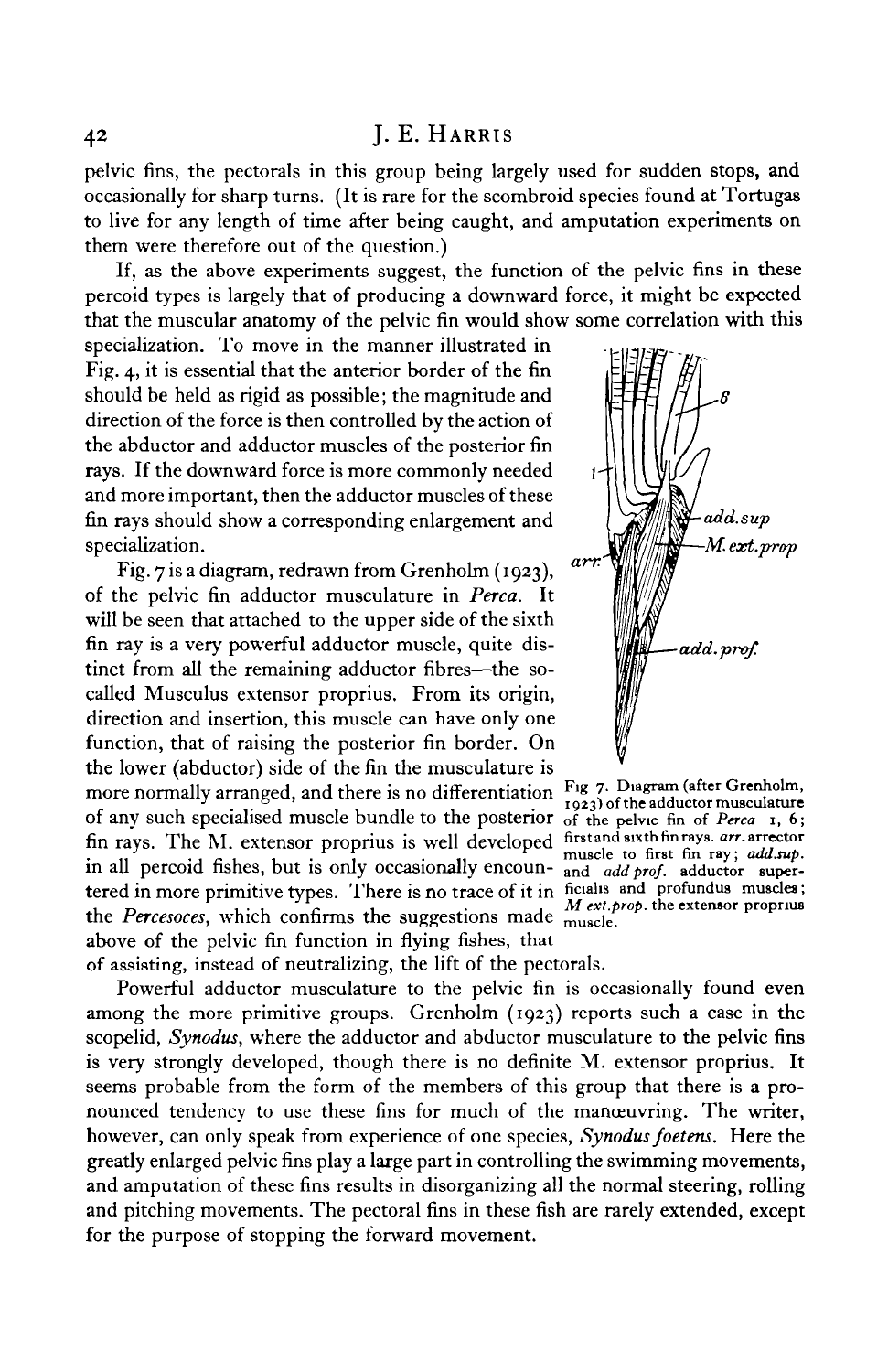pelvic fins, the pectorals in this group being largely used for sudden stops, and occasionally for sharp turns. (It is rare for the scombroid species found at Tortugas to live for any length of time after being caught, and amputation experiments on them were therefore out of the question.)

If, as the above experiments suggest, the function of the pelvic fins in these percoid types is largely that of producing a downward force, it might be expected that the muscular anatomy of the pelvic fin would show some correlation with this specialization. To move in the manner illustrated in Fig. 4, it is essential that the anterior border of the fin should be held as rigid as possible; the magnitude and direction of the force is then controlled by the action of the abductor and adductor muscles of the posterior fin rays. If the downward force is more commonly needed and more important, then the adductor muscles of these fin rays should show a corresponding enlargement and specialization.

Fig. 7 is a diagram, redrawn from Grenholm (1923), of the pelvic fin adductor musculature in *Perca*. It will be seen that attached to the upper side of the sixth fin ray is a very powerful adductor muscle, quite distinct from all the remaining adductor fibres—the so-called Musculus extensor proprius. From its origin, direction and insertion, this muscle can have only one function, that of raising the posterior fin border. On the lower (abductor) side of the fin the musculature is more normally arranged, and there is no differentiation of any such specialised muscle bundle to the posterior fin rays. The M. extensor proprius is well developed in all percoid fishes, but is only occasionally encountered in more primitive types. There is no trace of it in the *Percesoces*, which confirms the suggestions made above of the pelvic fin function in flying fishes, that of assisting, instead of neutralizing, the lift of the pectorals.

Fig 7. Diagram (after Grenholm, 1923) of the adductor musculature of the pelvic fin of *Perca* 1, 6; first and sixth fin rays. *arr.* arrector muscle to first fin ray; *add.sup.* and *add prof.* adductor superficialis and profundus muscles; *M ext.prop.* the extensor proprius muscle.

Powerful adductor musculature to the pelvic fin is occasionally found even among the more primitive groups. Grenholm (1923) reports such a case in the scopelid, *Synodus*, where the adductor and abductor musculature to the pelvic fins is very strongly developed, though there is no definite M. extensor proprius. It seems probable from the form of the members of this group that there is a pronounced tendency to use these fins for much of the manœuvring. The writer, however, can only speak from experience of one species, *Synodus foetens*. Here the greatly enlarged pelvic fins play a large part in controlling the swimming movements, and amputation of these fins results in disorganizing all the normal steering, rolling and pitching movements. The pectoral fins in these fish are rarely extended, except for the purpose of stopping the forward movement.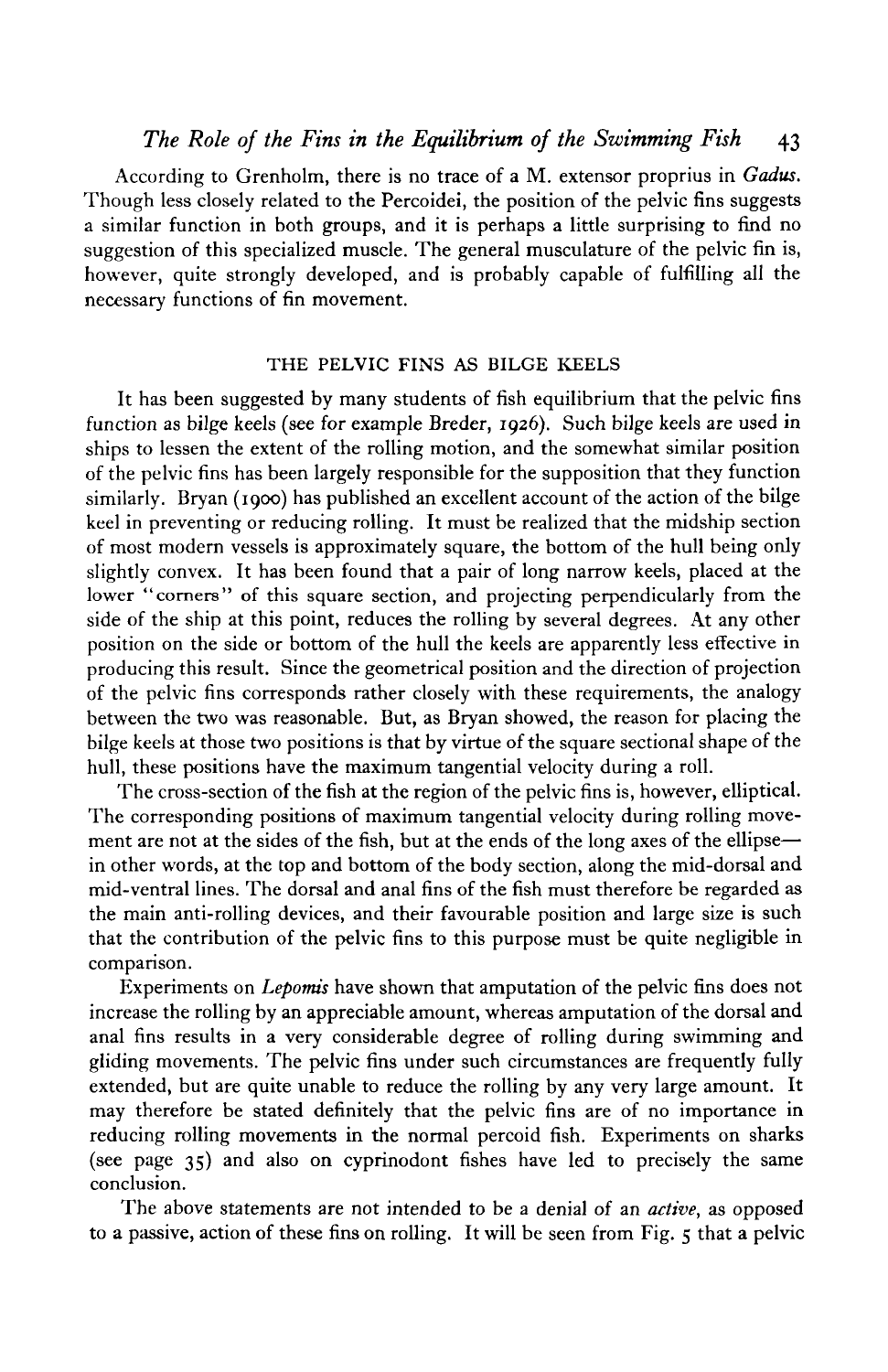According to Grenholm, there is no trace of a M. extensor proprius in *Gadus*. Though less closely related to the Percoidei, the position of the pelvic fins suggests a similar function in both groups, and it is perhaps a little surprising to find no suggestion of this specialized muscle. The general musculature of the pelvic fin is, however, quite strongly developed, and is probably capable of fulfilling all the necessary functions of fin movement.

## THE PELVIC FINS AS BILGE KEELS

It has been suggested by many students of fish equilibrium that the pelvic fins function as bilge keels (see for example Breder, 1926). Such bilge keels are used in ships to lessen the extent of the rolling motion, and the somewhat similar position of the pelvic fins has been largely responsible for the supposition that they function similarly. Bryan (1900) has published an excellent account of the action of the bilge keel in preventing or reducing rolling. It must be realized that the midship section of most modern vessels is approximately square, the bottom of the hull being only slightly convex. It has been found that a pair of long narrow keels, placed at the lower "corners" of this square section, and projecting perpendicularly from the side of the ship at this point, reduces the rolling by several degrees. At any other position on the side or bottom of the hull the keels are apparently less effective in producing this result. Since the geometrical position and the direction of projection of the pelvic fins corresponds rather closely with these requirements, the analogy between the two was reasonable. But, as Bryan showed, the reason for placing the bilge keels at those two positions is that by virtue of the square sectional shape of the hull, these positions have the maximum tangential velocity during a roll.

The cross-section of the fish at the region of the pelvic fins is, however, elliptical. The corresponding positions of maximum tangential velocity during rolling movement are not at the sides of the fish, but at the ends of the long axes of the ellipse—in other words, at the top and bottom of the body section, along the mid-dorsal and mid-ventral lines. The dorsal and anal fins of the fish must therefore be regarded as the main anti-rolling devices, and their favourable position and large size is such that the contribution of the pelvic fins to this purpose must be quite negligible in comparison.

Experiments on *Lepomis* have shown that amputation of the pelvic fins does not increase the rolling by an appreciable amount, whereas amputation of the dorsal and anal fins results in a very considerable degree of rolling during swimming and gliding movements. The pelvic fins under such circumstances are frequently fully extended, but are quite unable to reduce the rolling by any very large amount. It may therefore be stated definitely that the pelvic fins are of no importance in reducing rolling movements in the normal percoid fish. Experiments on sharks (see page 35) and also on cyprinodont fishes have led to precisely the same conclusion.

The above statements are not intended to be a denial of an *active*, as opposed to a passive, action of these fins on rolling. It will be seen from Fig. 5 that a pelvic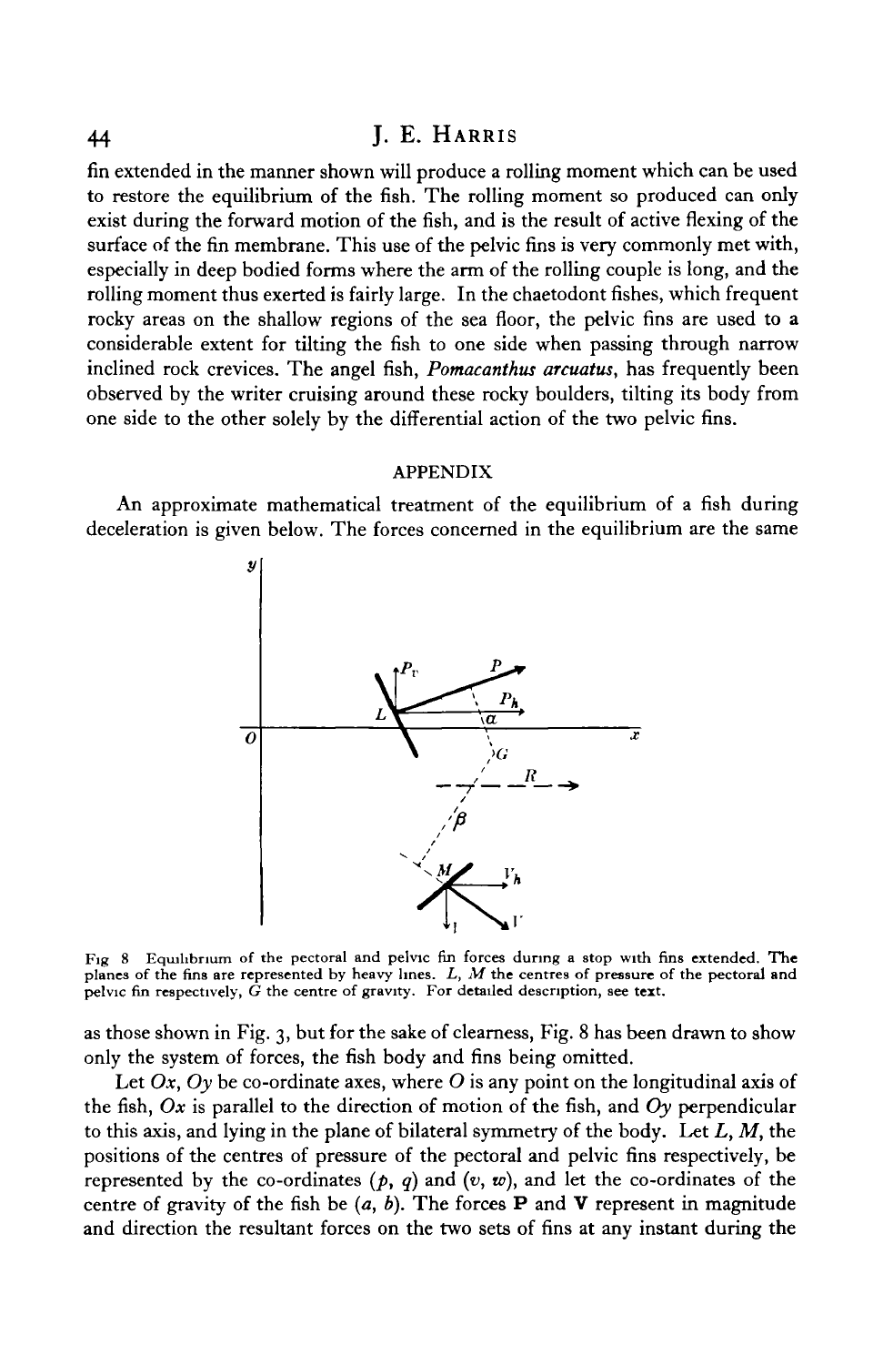fin extended in the manner shown will produce a rolling moment which can be used to restore the equilibrium of the fish. The rolling moment so produced can only exist during the forward motion of the fish, and is the result of active flexing of the surface of the fin membrane. This use of the pelvic fins is very commonly met with, especially in deep bodied forms where the arm of the rolling couple is long, and the rolling moment thus exerted is fairly large. In the chaetodont fishes, which frequent rocky areas on the shallow regions of the sea floor, the pelvic fins are used to a considerable extent for tilting the fish to one side when passing through narrow inclined rock crevices. The angel fish, *Pomacanthus arcuatus*, has frequently been observed by the writer cruising around these rocky boulders, tilting its body from one side to the other solely by the differential action of the two pelvic fins.

## APPENDIX

An approximate mathematical treatment of the equilibrium of a fish during deceleration is given below. The forces concerned in the equilibrium are the same

Fig. 8. Equilibrium of the pectoral and pelvic fin forces during a stop with fins extended. The planes of the fins are represented by heavy lines. $L$, $M$ the centres of pressure of the pectoral and pelvic fin respectively, $G$ the centre of gravity. For detailed description, see text.

as those shown in Fig. 3, but for the sake of clearness, Fig. 8 has been drawn to show only the system of forces, the fish body and fins being omitted.

Let $Ox$, $Oy$ be co-ordinate axes, where $O$ is any point on the longitudinal axis of the fish, $Ox$ is parallel to the direction of motion of the fish, and $Oy$ perpendicular to this axis, and lying in the plane of bilateral symmetry of the body. Let $L$, $M$, the positions of the centres of pressure of the pectoral and pelvic fins respectively, be represented by the co-ordinates $(p, q)$ and $(v, w)$, and let the co-ordinates of the centre of gravity of the fish be $(a, b)$. The forces $\mathbf{P}$ and $\mathbf{V}$ represent in magnitude and direction the resultant forces on the two sets of fins at any instant during the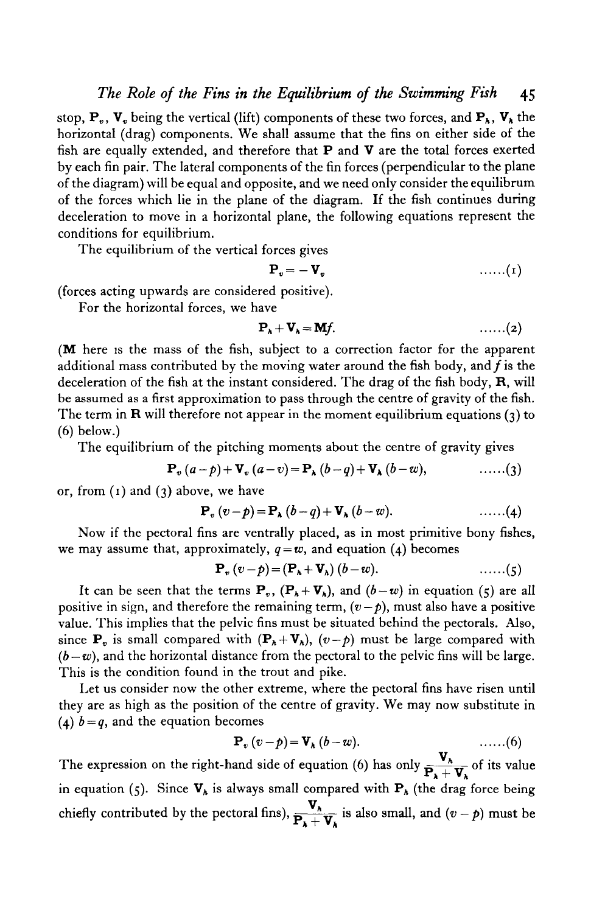stop, $\mathbf{P}_v$, $\mathbf{V}_v$ being the vertical (lift) components of these two forces, and $\mathbf{P}_h$, $\mathbf{V}_h$ the horizontal (drag) components. We shall assume that the fins on either side of the fish are equally extended, and therefore that $\mathbf{P}$ and $\mathbf{V}$ are the total forces exerted by each fin pair. The lateral components of the fin forces (perpendicular to the plane of the diagram) will be equal and opposite, and we need only consider the equilibrum of the forces which lie in the plane of the diagram. If the fish continues during deceleration to move in a horizontal plane, the following equations represent the conditions for equilibrium.

The equilibrium of the vertical forces gives

$$\mathbf{P}_v = -\mathbf{V}_v \qquad \ldots\ldots(1)$$

(forces acting upwards are considered positive).

For the horizontal forces, we have

$$\mathbf{P}_h + \mathbf{V}_h = \mathbf{M}f. \qquad \ldots\ldots(2)$$

($\mathbf{M}$ here is the mass of the fish, subject to a correction factor for the apparent additional mass contributed by the moving water around the fish body, and $f$ is the deceleration of the fish at the instant considered. The drag of the fish body, $\mathbf{R}$, will be assumed as a first approximation to pass through the centre of gravity of the fish. The term in $\mathbf{R}$ will therefore not appear in the moment equilibrium equations (3) to (6) below.)

The equilibrium of the pitching moments about the centre of gravity gives

$$\mathbf{P}_v(a-p) + \mathbf{V}_v(a-v) = \mathbf{P}_h(b-q) + \mathbf{V}_h(b-w), \qquad \ldots\ldots(3)$$

or, from (1) and (3) above, we have

$$\mathbf{P}_v(v-p) = \mathbf{P}_h(b-q) + \mathbf{V}_h(b-w). \qquad \ldots\ldots(4)$$

Now if the pectoral fins are ventrally placed, as in most primitive bony fishes, we may assume that, approximately, $q = w$, and equation (4) becomes

$$\mathbf{P}_v(v-p) = (\mathbf{P}_h + \mathbf{V}_h)(b-w). \qquad \ldots\ldots(5)$$

It can be seen that the terms $\mathbf{P}_v$, $(\mathbf{P}_h + \mathbf{V}_h)$, and $(b-w)$ in equation (5) are all positive in sign, and therefore the remaining term, $(v-p)$, must also have a positive value. This implies that the pelvic fins must be situated behind the pectorals. Also, since $\mathbf{P}_v$ is small compared with $(\mathbf{P}_h + \mathbf{V}_h)$, $(v-p)$ must be large compared with $(b-w)$, and the horizontal distance from the pectoral to the pelvic fins will be large. This is the condition found in the trout and pike.

Let us consider now the other extreme, where the pectoral fins have risen until they are as high as the position of the centre of gravity. We may now substitute in (4) $b = q$, and the equation becomes

$$\mathbf{P}_v(v-p) = \mathbf{V}_h(b-w). \qquad \ldots\ldots(6)$$

The expression on the right-hand side of equation (6) has only $\frac{\mathbf{V}_h}{\mathbf{P}_h + \mathbf{V}_h}$ of its value in equation (5). Since $\mathbf{V}_h$ is always small compared with $\mathbf{P}_h$ (the drag force being chiefly contributed by the pectoral fins), $\frac{\mathbf{V}_h}{\mathbf{P}_h + \mathbf{V}_h}$ is also small, and $(v-p)$ must be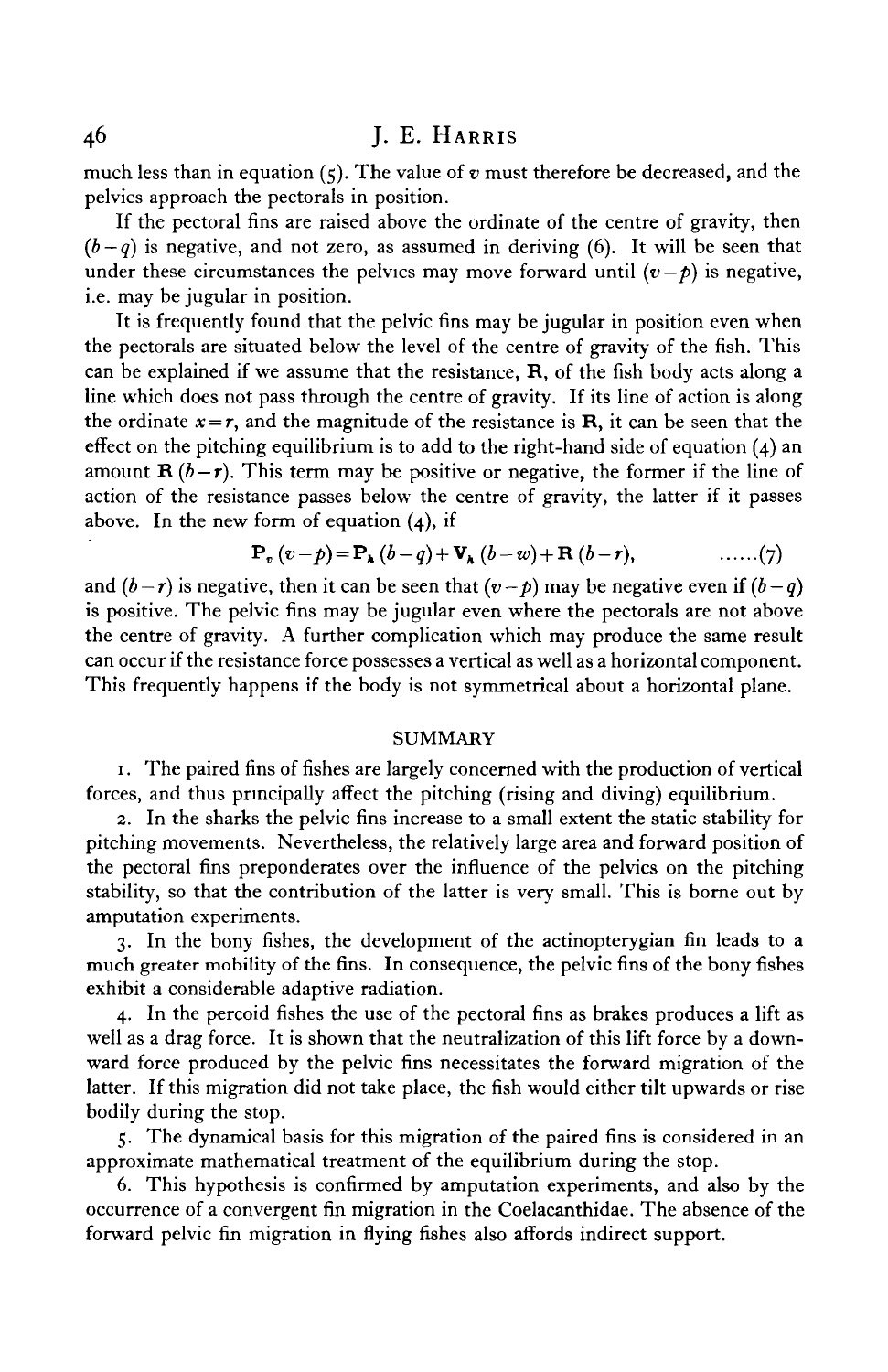much less than in equation (5). The value of $v$ must therefore be decreased, and the pelvics approach the pectorals in position.

If the pectoral fins are raised above the ordinate of the centre of gravity, then $(b-q)$ is negative, and not zero, as assumed in deriving (6). It will be seen that under these circumstances the pelvics may move forward until $(v-p)$ is negative, i.e. may be jugular in position.

It is frequently found that the pelvic fins may be jugular in position even when the pectorals are situated below the level of the centre of gravity of the fish. This can be explained if we assume that the resistance, $\mathbf{R}$, of the fish body acts along a line which does not pass through the centre of gravity. If its line of action is along the ordinate $x=r$, and the magnitude of the resistance is $\mathbf{R}$, it can be seen that the effect on the pitching equilibrium is to add to the right-hand side of equation (4) an amount $\mathbf{R}\,(b-r)$. This term may be positive or negative, the former if the line of action of the resistance passes below the centre of gravity, the latter if it passes above. In the new form of equation (4), if

$$\mathbf{P}_v\,(v-p)=\mathbf{P}_h\,(b-q)+\mathbf{V}_h\,(b-w)+\mathbf{R}\,(b-r), \qquad \ldots\ldots(7)$$

and $(b-r)$ is negative, then it can be seen that $(v-p)$ may be negative even if $(b-q)$ is positive. The pelvic fins may be jugular even where the pectorals are not above the centre of gravity. A further complication which may produce the same result can occur if the resistance force possesses a vertical as well as a horizontal component. This frequently happens if the body is not symmetrical about a horizontal plane.

## SUMMARY

1. The paired fins of fishes are largely concerned with the production of vertical forces, and thus principally affect the pitching (rising and diving) equilibrium.

2. In the sharks the pelvic fins increase to a small extent the static stability for pitching movements. Nevertheless, the relatively large area and forward position of the pectoral fins preponderates over the influence of the pelvics on the pitching stability, so that the contribution of the latter is very small. This is borne out by amputation experiments.

3. In the bony fishes, the development of the actinopterygian fin leads to a much greater mobility of the fins. In consequence, the pelvic fins of the bony fishes exhibit a considerable adaptive radiation.

4. In the percoid fishes the use of the pectoral fins as brakes produces a lift as well as a drag force. It is shown that the neutralization of this lift force by a downward force produced by the pelvic fins necessitates the forward migration of the latter. If this migration did not take place, the fish would either tilt upwards or rise bodily during the stop.

5. The dynamical basis for this migration of the paired fins is considered in an approximate mathematical treatment of the equilibrium during the stop.

6. This hypothesis is confirmed by amputation experiments, and also by the occurrence of a convergent fin migration in the Coelacanthidae. The absence of the forward pelvic fin migration in flying fishes also affords indirect support.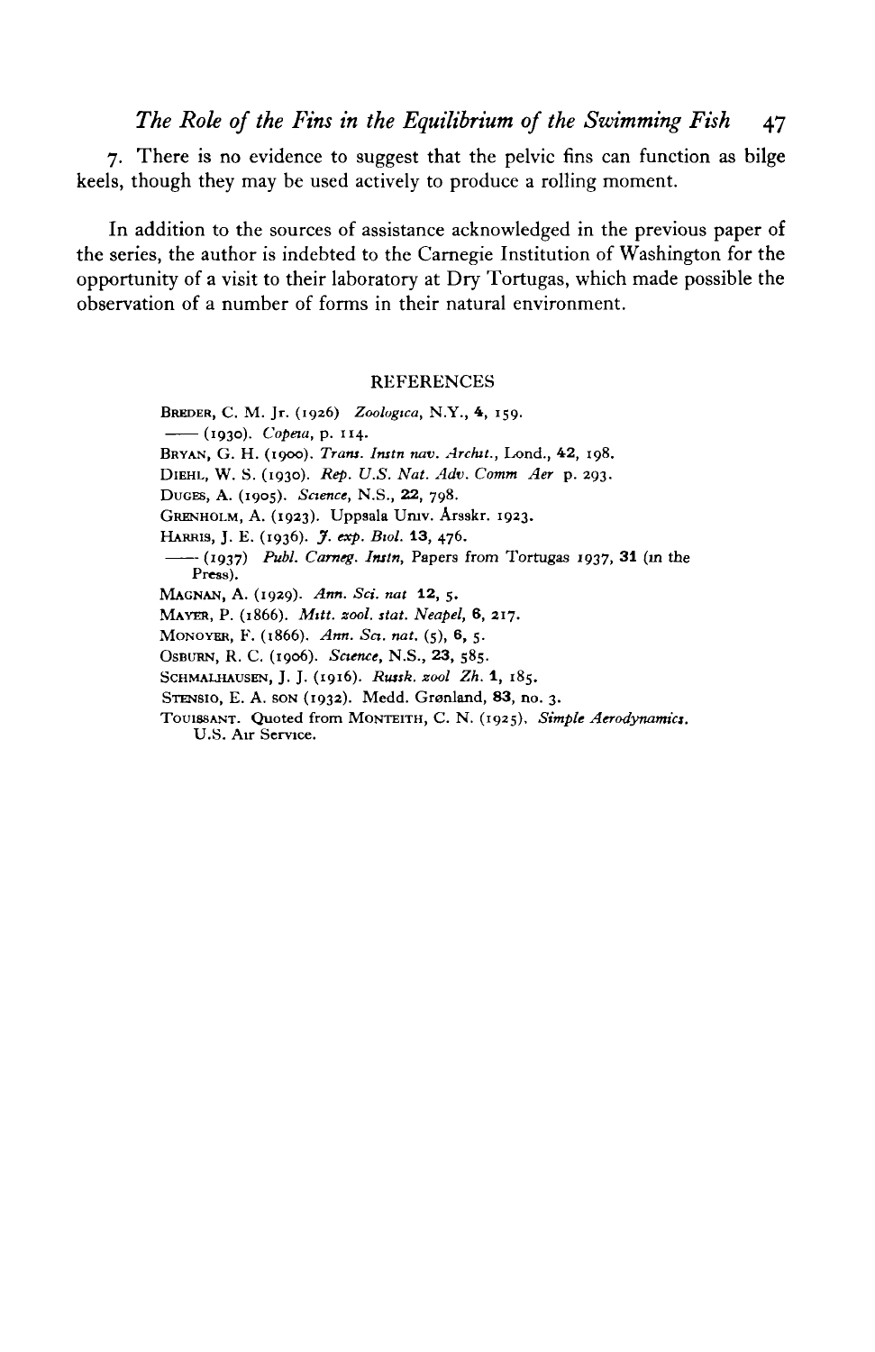7. There is no evidence to suggest that the pelvic fins can function as bilge keels, though they may be used actively to produce a rolling moment.

In addition to the sources of assistance acknowledged in the previous paper of the series, the author is indebted to the Carnegie Institution of Washington for the opportunity of a visit to their laboratory at Dry Tortugas, which made possible the observation of a number of forms in their natural environment.

## REFERENCES

BREDER, C. M. Jr. (1926). *Zoologica*, N.Y., **4**, 159.

—— (1930). *Copeia*, p. 114.

BRYAN, G. H. (1900). *Trans. Instn nav. Archit.*, Lond., **42**, 198.

DIEHL, W. S. (1930). *Rep. U.S. Nat. Adv. Comm Aer* p. 293.

DUGES, A. (1905). *Science*, N.S., **22**, 798.

GRENHOLM, A. (1923). Uppsala Univ. Årsskr. 1923.

HARRIS, J. E. (1936). *J. exp. Biol.* **13**, 476.

—— (1937) *Publ. Carneg. Instn*, Papers from Tortugas 1937, **31** (in the Press).

MAGNAN, A. (1929). *Ann. Sci. nat* **12**, 5.

MAYER, P. (1866). *Mitt. zool. stat. Neapel*, **6**, 217.

MONOYER, F. (1866). *Ann. Sci. nat.* (5), **6**, 5.

OSBURN, R. C. (1906). *Science*, N.S., **23**, 585.

SCHMALHAUSEN, J. J. (1916). *Russk. zool Zh.* **1**, 185.

STENSIO, E. A. SON (1932). Medd. Grønland, **83**, no. 3.

TOUISSANT. Quoted from MONTEITH, C. N. (1925). *Simple Aerodynamics*. U.S. Air Service.